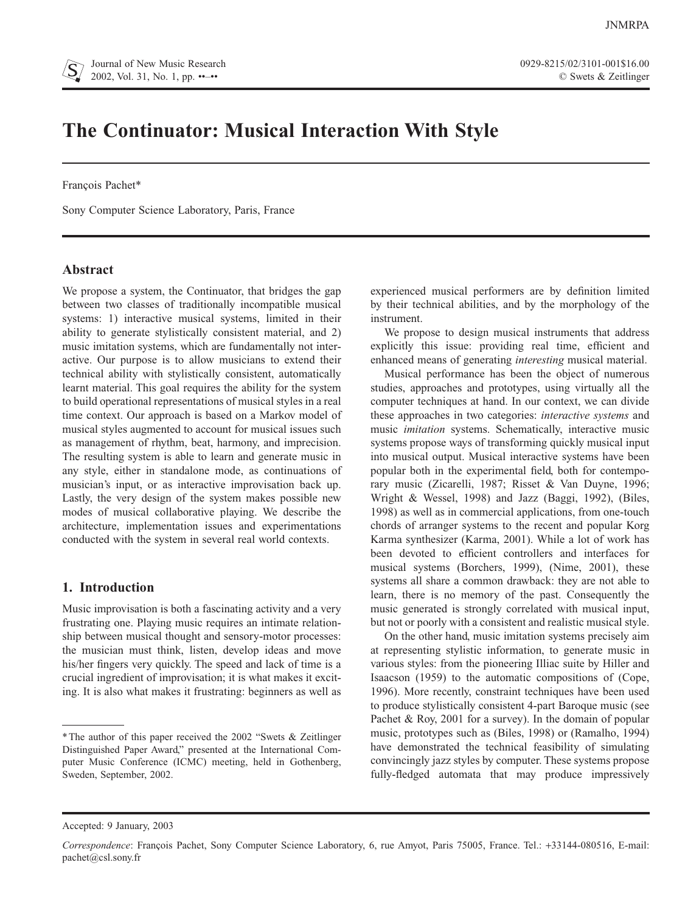# The Continuator: Musical Interaction With Style

François Pachet*

Sony Computer Science Laboratory, Paris, France

## Abstract

We propose a system, the Continuator, that bridges the gap between two classes of traditionally incompatible musical systems: 1) interactive musical systems, limited in their ability to generate stylistically consistent material, and 2) music imitation systems, which are fundamentally not interactive. Our purpose is to allow musicians to extend their technical ability with stylistically consistent, automatically learnt material. This goal requires the ability for the system to build operational representations of musical styles in a real time context. Our approach is based on a Markov model of musical styles augmented to account for musical issues such as management of rhythm, beat, harmony, and imprecision. The resulting system is able to learn and generate music in any style, either in standalone mode, as continuations of musician's input, or as interactive improvisation back up. Lastly, the very design of the system makes possible new modes of musical collaborative playing. We describe the architecture, implementation issues and experimentations conducted with the system in several real world contexts.

## 1. Introduction

Music improvisation is both a fascinating activity and a very frustrating one. Playing music requires an intimate relationship between musical thought and sensory-motor processes: the musician must think, listen, develop ideas and move his/her fingers very quickly. The speed and lack of time is a crucial ingredient of improvisation; it is what makes it exciting. It is also what makes it frustrating: beginners as well as experienced musical performers are by definition limited by their technical abilities, and by the morphology of the instrument.

We propose to design musical instruments that address explicitly this issue: providing real time, efficient and enhanced means of generating *interesting* musical material.

Musical performance has been the object of numerous studies, approaches and prototypes, using virtually all the computer techniques at hand. In our context, we can divide these approaches in two categories: *interactive systems* and music *imitation* systems. Schematically, interactive music systems propose ways of transforming quickly musical input into musical output. Musical interactive systems have been popular both in the experimental field, both for contemporary music (Zicarelli, 1987; Risset & Van Duyne, 1996; Wright & Wessel, 1998) and Jazz (Baggi, 1992), (Biles, 1998) as well as in commercial applications, from one-touch chords of arranger systems to the recent and popular Korg Karma synthesizer (Karma, 2001). While a lot of work has been devoted to efficient controllers and interfaces for musical systems (Borchers, 1999), (Nime, 2001), these systems all share a common drawback: they are not able to learn, there is no memory of the past. Consequently the music generated is strongly correlated with musical input, but not or poorly with a consistent and realistic musical style.

On the other hand, music imitation systems precisely aim at representing stylistic information, to generate music in various styles: from the pioneering Illiac suite by Hiller and Isaacson (1959) to the automatic compositions of (Cope, 1996). More recently, constraint techniques have been used to produce stylistically consistent 4-part Baroque music (see Pachet & Roy, 2001 for a survey). In the domain of popular music, prototypes such as (Biles, 1998) or (Ramalho, 1994) have demonstrated the technical feasibility of simulating convincingly jazz styles by computer. These systems propose fully-fledged automata that may produce impressively

---

*The author of this paper received the 2002 "Swets & Zeitlinger Distinguished Paper Award," presented at the International Computer Music Conference (ICMC) meeting, held in Gothenberg, Sweden, September, 2002.

Accepted: 9 January, 2003

*Correspondence*: François Pachet, Sony Computer Science Laboratory, 6, rue Amyot, Paris 75005, France. Tel.: +33144-080516, E-mail: pachet@csl.sony.fr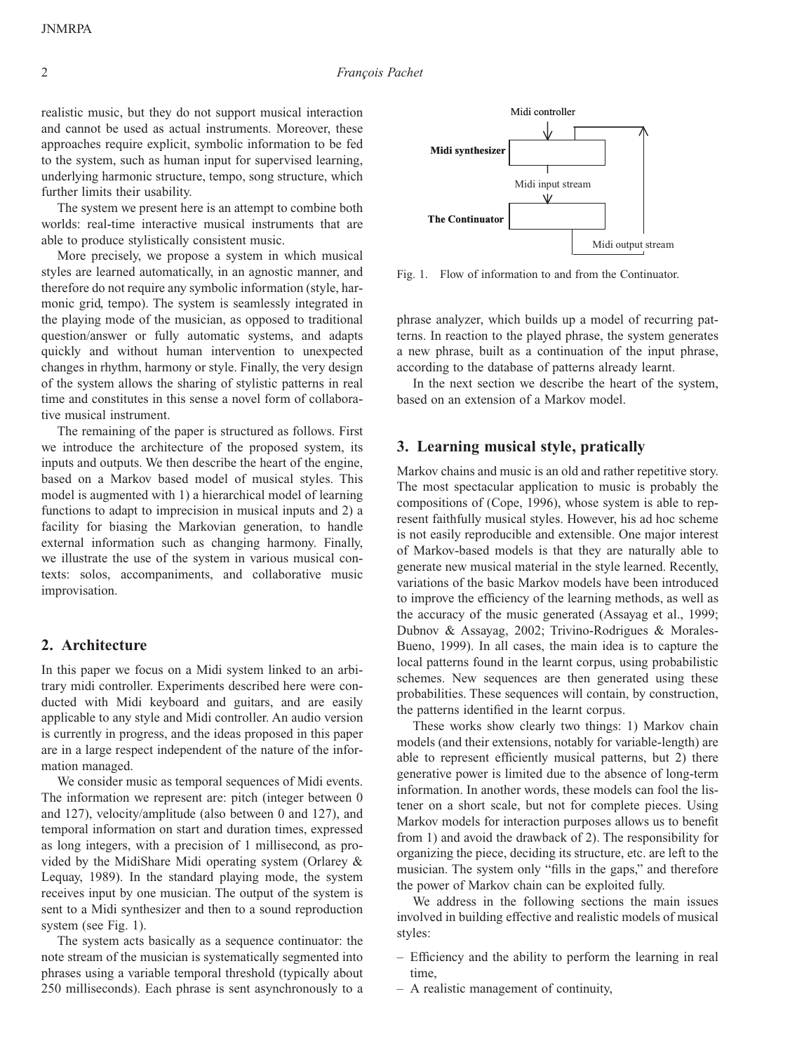realistic music, but they do not support musical interaction and cannot be used as actual instruments. Moreover, these approaches require explicit, symbolic information to be fed to the system, such as human input for supervised learning, underlying harmonic structure, tempo, song structure, which further limits their usability.

The system we present here is an attempt to combine both worlds: real-time interactive musical instruments that are able to produce stylistically consistent music.

More precisely, we propose a system in which musical styles are learned automatically, in an agnostic manner, and therefore do not require any symbolic information (style, harmonic grid, tempo). The system is seamlessly integrated in the playing mode of the musician, as opposed to traditional question/answer or fully automatic systems, and adapts quickly and without human intervention to unexpected changes in rhythm, harmony or style. Finally, the very design of the system allows the sharing of stylistic patterns in real time and constitutes in this sense a novel form of collaborative musical instrument.

The remaining of the paper is structured as follows. First we introduce the architecture of the proposed system, its inputs and outputs. We then describe the heart of the engine, based on a Markov based model of musical styles. This model is augmented with 1) a hierarchical model of learning functions to adapt to imprecision in musical inputs and 2) a facility for biasing the Markovian generation, to handle external information such as changing harmony. Finally, we illustrate the use of the system in various musical contexts: solos, accompaniments, and collaborative music improvisation.

## 2. Architecture

In this paper we focus on a Midi system linked to an arbitrary midi controller. Experiments described here were conducted with Midi keyboard and guitars, and are easily applicable to any style and Midi controller. An audio version is currently in progress, and the ideas proposed in this paper are in a large respect independent of the nature of the information managed.

We consider music as temporal sequences of Midi events. The information we represent are: pitch (integer between 0 and 127), velocity/amplitude (also between 0 and 127), and temporal information on start and duration times, expressed as long integers, with a precision of 1 millisecond, as provided by the MidiShare Midi operating system (Orlarey & Lequay, 1989). In the standard playing mode, the system receives input by one musician. The output of the system is sent to a Midi synthesizer and then to a sound reproduction system (see Fig. 1).

The system acts basically as a sequence continuator: the note stream of the musician is systematically segmented into phrases using a variable temporal threshold (typically about 250 milliseconds). Each phrase is sent asynchronously to a phrase analyzer, which builds up a model of recurring patterns. In reaction to the played phrase, the system generates a new phrase, built as a continuation of the input phrase, according to the database of patterns already learnt.

Midi controller

Midi synthesizer

Midi input stream

The Continuator

Midi output stream

Fig. 1. Flow of information to and from the Continuator.

In the next section we describe the heart of the system, based on an extension of a Markov model.

## 3. Learning musical style, pratically

Markov chains and music is an old and rather repetitive story. The most spectacular application to music is probably the compositions of (Cope, 1996), whose system is able to represent faithfully musical styles. However, his ad hoc scheme is not easily reproducible and extensible. One major interest of Markov-based models is that they are naturally able to generate new musical material in the style learned. Recently, variations of the basic Markov models have been introduced to improve the efficiency of the learning methods, as well as the accuracy of the music generated (Assayag et al., 1999; Dubnov & Assayag, 2002; Trivino-Rodrigues & Morales-Bueno, 1999). In all cases, the main idea is to capture the local patterns found in the learnt corpus, using probabilistic schemes. New sequences are then generated using these probabilities. These sequences will contain, by construction, the patterns identified in the learnt corpus.

These works show clearly two things: 1) Markov chain models (and their extensions, notably for variable-length) are able to represent efficiently musical patterns, but 2) there generative power is limited due to the absence of long-term information. In another words, these models can fool the listener on a short scale, but not for complete pieces. Using Markov models for interaction purposes allows us to benefit from 1) and avoid the drawback of 2). The responsibility for organizing the piece, deciding its structure, etc. are left to the musician. The system only "fills in the gaps," and therefore the power of Markov chain can be exploited fully.

We address in the following sections the main issues involved in building effective and realistic models of musical styles:

- Efficiency and the ability to perform the learning in real time,
- A realistic management of continuity,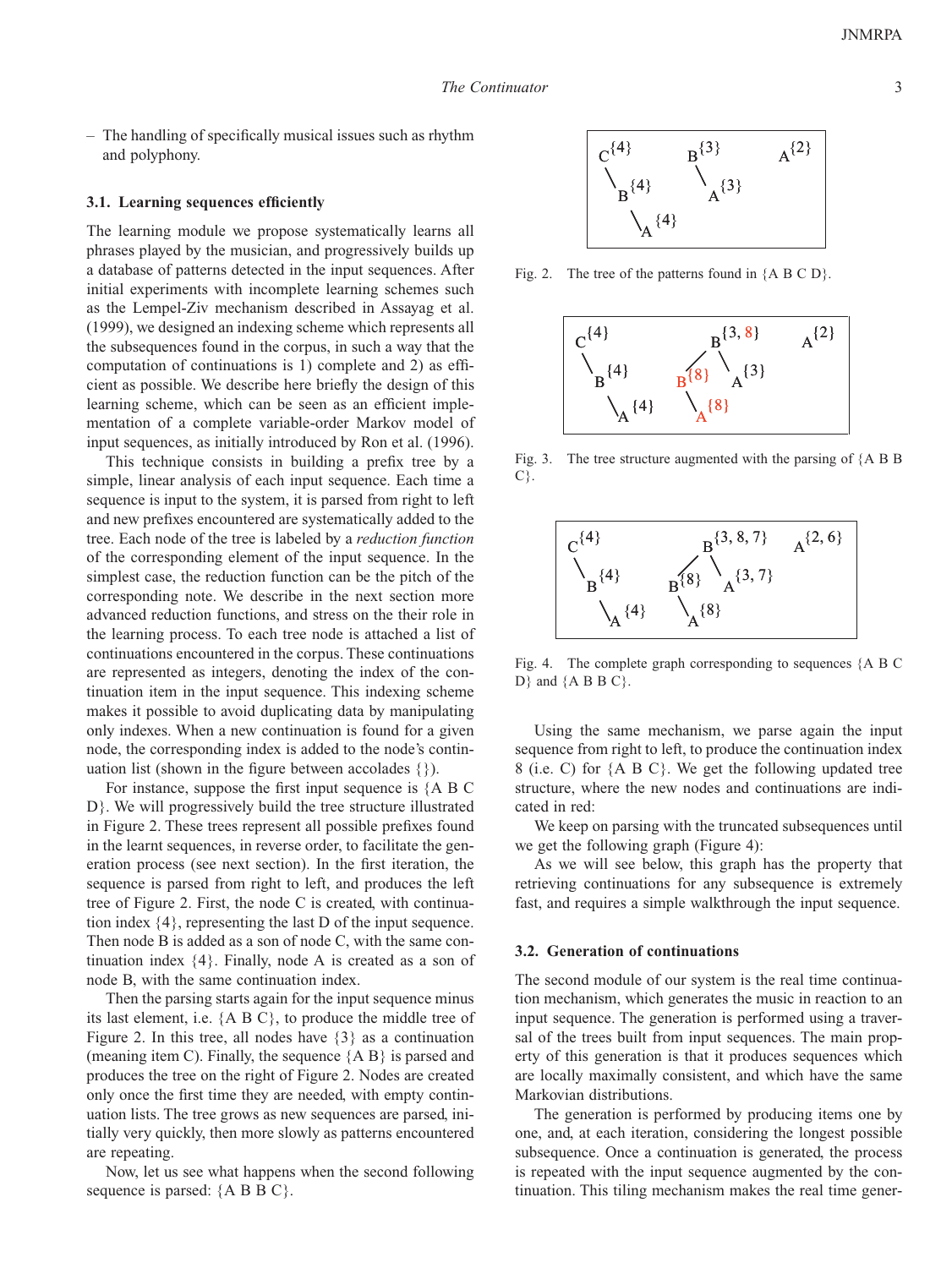– The handling of specifically musical issues such as rhythm and polyphony.

### 3.1. Learning sequences efficiently

The learning module we propose systematically learns all phrases played by the musician, and progressively builds up a database of patterns detected in the input sequences. After initial experiments with incomplete learning schemes such as the Lempel-Ziv mechanism described in Assayag et al. (1999), we designed an indexing scheme which represents all the subsequences found in the corpus, in such a way that the computation of continuations is 1) complete and 2) as efficient as possible. We describe here briefly the design of this learning scheme, which can be seen as an efficient implementation of a complete variable-order Markov model of input sequences, as initially introduced by Ron et al. (1996).

This technique consists in building a prefix tree by a simple, linear analysis of each input sequence. Each time a sequence is input to the system, it is parsed from right to left and new prefixes encountered are systematically added to the tree. Each node of the tree is labeled by a *reduction function* of the corresponding element of the input sequence. In the simplest case, the reduction function can be the pitch of the corresponding note. We describe in the next section more advanced reduction functions, and stress on the their role in the learning process. To each tree node is attached a list of continuations encountered in the corpus. These continuations are represented as integers, denoting the index of the continuation item in the input sequence. This indexing scheme makes it possible to avoid duplicating data by manipulating only indexes. When a new continuation is found for a given node, the corresponding index is added to the node's continuation list (shown in the figure between accolades {}).

For instance, suppose the first input sequence is {A B C D}. We will progressively build the tree structure illustrated in Figure 2. These trees represent all possible prefixes found in the learnt sequences, in reverse order, to facilitate the generation process (see next section). In the first iteration, the sequence is parsed from right to left, and produces the left tree of Figure 2. First, the node C is created, with continuation index {4}, representing the last D of the input sequence. Then node B is added as a son of node C, with the same continuation index {4}. Finally, node A is created as a son of node B, with the same continuation index.

Then the parsing starts again for the input sequence minus its last element, i.e. {A B C}, to produce the middle tree of Figure 2. In this tree, all nodes have {3} as a continuation (meaning item C). Finally, the sequence {A B} is parsed and produces the tree on the right of Figure 2. Nodes are created only once the first time they are needed, with empty continuation lists. The tree grows as new sequences are parsed, initially very quickly, then more slowly as patterns encountered are repeating.

Now, let us see what happens when the second following sequence is parsed: {A B B C}.

Fig. 2. The tree of the patterns found in {A B C D}.

Fig. 3. The tree structure augmented with the parsing of {A B B C}.

Fig. 4. The complete graph corresponding to sequences {A B C D} and {A B B C}.

Using the same mechanism, we parse again the input sequence from right to left, to produce the continuation index 8 (i.e. C) for {A B C}. We get the following updated tree structure, where the new nodes and continuations are indicated in red:

We keep on parsing with the truncated subsequences until we get the following graph (Figure 4):

As we will see below, this graph has the property that retrieving continuations for any subsequence is extremely fast, and requires a simple walkthrough the input sequence.

### 3.2. Generation of continuations

The second module of our system is the real time continuation mechanism, which generates the music in reaction to an input sequence. The generation is performed using a traversal of the trees built from input sequences. The main property of this generation is that it produces sequences which are locally maximally consistent, and which have the same Markovian distributions.

The generation is performed by producing items one by one, and, at each iteration, considering the longest possible subsequence. Once a continuation is generated, the process is repeated with the input sequence augmented by the continuation. This tiling mechanism makes the real time gener-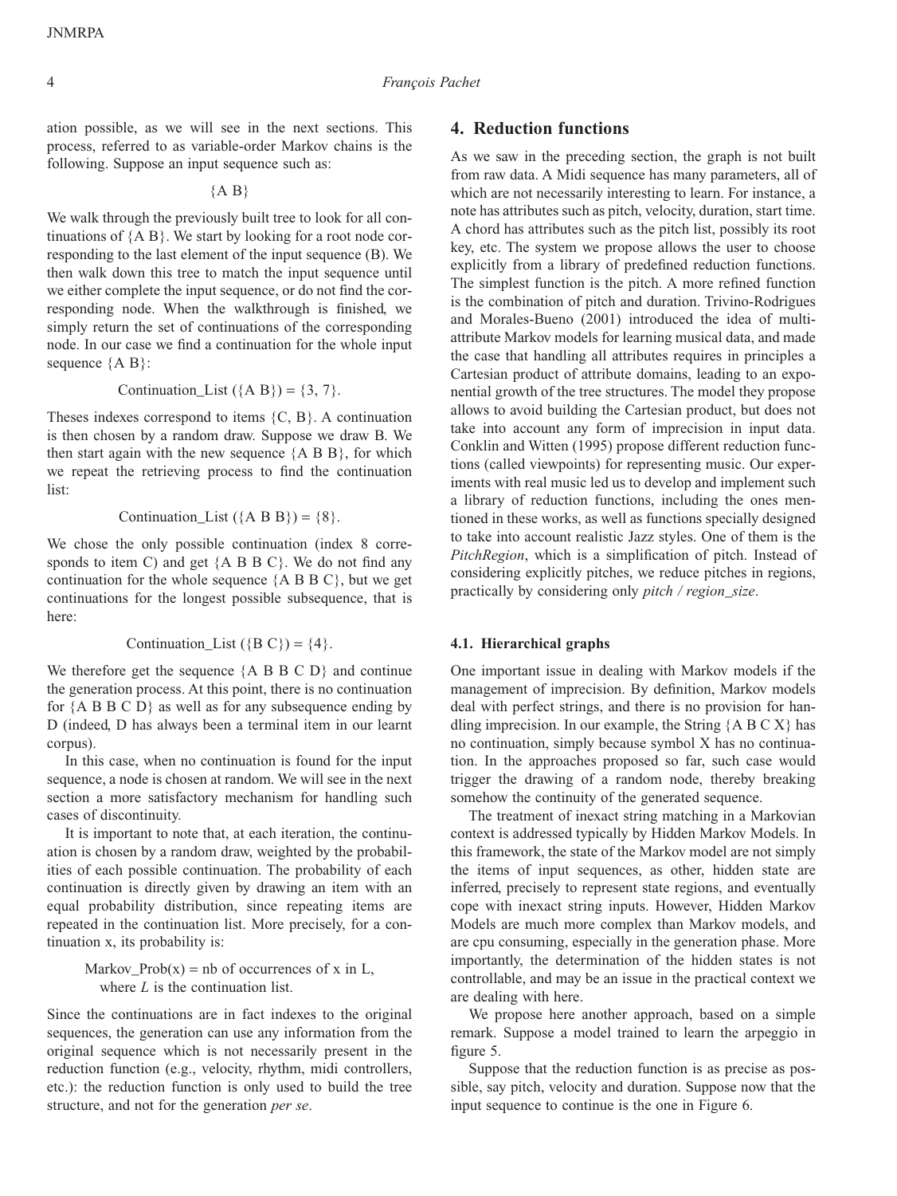ation possible, as we will see in the next sections. This process, referred to as variable-order Markov chains is the following. Suppose an input sequence such as:

{A B}

We walk through the previously built tree to look for all continuations of {A B}. We start by looking for a root node corresponding to the last element of the input sequence (B). We then walk down this tree to match the input sequence until we either complete the input sequence, or do not find the corresponding node. When the walkthrough is finished, we simply return the set of continuations of the corresponding node. In our case we find a continuation for the whole input sequence {A B}:

Continuation_List ({A B}) = {3, 7}.

Theses indexes correspond to items {C, B}. A continuation is then chosen by a random draw. Suppose we draw B. We then start again with the new sequence {A B B}, for which we repeat the retrieving process to find the continuation list:

Continuation_List ({A B B}) = {8}.

We chose the only possible continuation (index 8 corresponds to item C) and get {A B B C}. We do not find any continuation for the whole sequence {A B B C}, but we get continuations for the longest possible subsequence, that is here:

Continuation_List ({B C}) = {4}.

We therefore get the sequence {A B B C D} and continue the generation process. At this point, there is no continuation for {A B B C D} as well as for any subsequence ending by D (indeed, D has always been a terminal item in our learnt corpus).

In this case, when no continuation is found for the input sequence, a node is chosen at random. We will see in the next section a more satisfactory mechanism for handling such cases of discontinuity.

It is important to note that, at each iteration, the continuation is chosen by a random draw, weighted by the probabilities of each possible continuation. The probability of each continuation is directly given by drawing an item with an equal probability distribution, since repeating items are repeated in the continuation list. More precisely, for a continuation x, its probability is:

Markov_Prob(x) = nb of occurrences of x in L, where *L* is the continuation list.

Since the continuations are in fact indexes to the original sequences, the generation can use any information from the original sequence which is not necessarily present in the reduction function (e.g., velocity, rhythm, midi controllers, etc.): the reduction function is only used to build the tree structure, and not for the generation *per se*.

## 4. Reduction functions

As we saw in the preceding section, the graph is not built from raw data. A Midi sequence has many parameters, all of which are not necessarily interesting to learn. For instance, a note has attributes such as pitch, velocity, duration, start time. A chord has attributes such as the pitch list, possibly its root key, etc. The system we propose allows the user to choose explicitly from a library of predefined reduction functions. The simplest function is the pitch. A more refined function is the combination of pitch and duration. Trivino-Rodrigues and Morales-Bueno (2001) introduced the idea of multi-attribute Markov models for learning musical data, and made the case that handling all attributes requires in principles a Cartesian product of attribute domains, leading to an exponential growth of the tree structures. The model they propose allows to avoid building the Cartesian product, but does not take into account any form of imprecision in input data. Conklin and Witten (1995) propose different reduction functions (called viewpoints) for representing music. Our experiments with real music led us to develop and implement such a library of reduction functions, including the ones mentioned in these works, as well as functions specially designed to take into account realistic Jazz styles. One of them is the *PitchRegion*, which is a simplification of pitch. Instead of considering explicitly pitches, we reduce pitches in regions, practically by considering only *pitch / region_size*.

### 4.1. Hierarchical graphs

One important issue in dealing with Markov models if the management of imprecision. By definition, Markov models deal with perfect strings, and there is no provision for handling imprecision. In our example, the String {A B C X} has no continuation, simply because symbol X has no continuation. In the approaches proposed so far, such case would trigger the drawing of a random node, thereby breaking somehow the continuity of the generated sequence.

The treatment of inexact string matching in a Markovian context is addressed typically by Hidden Markov Models. In this framework, the state of the Markov model are not simply the items of input sequences, as other, hidden state are inferred, precisely to represent state regions, and eventually cope with inexact string inputs. However, Hidden Markov Models are much more complex than Markov models, and are cpu consuming, especially in the generation phase. More importantly, the determination of the hidden states is not controllable, and may be an issue in the practical context we are dealing with here.

We propose here another approach, based on a simple remark. Suppose a model trained to learn the arpeggio in figure 5.

Suppose that the reduction function is as precise as possible, say pitch, velocity and duration. Suppose now that the input sequence to continue is the one in Figure 6.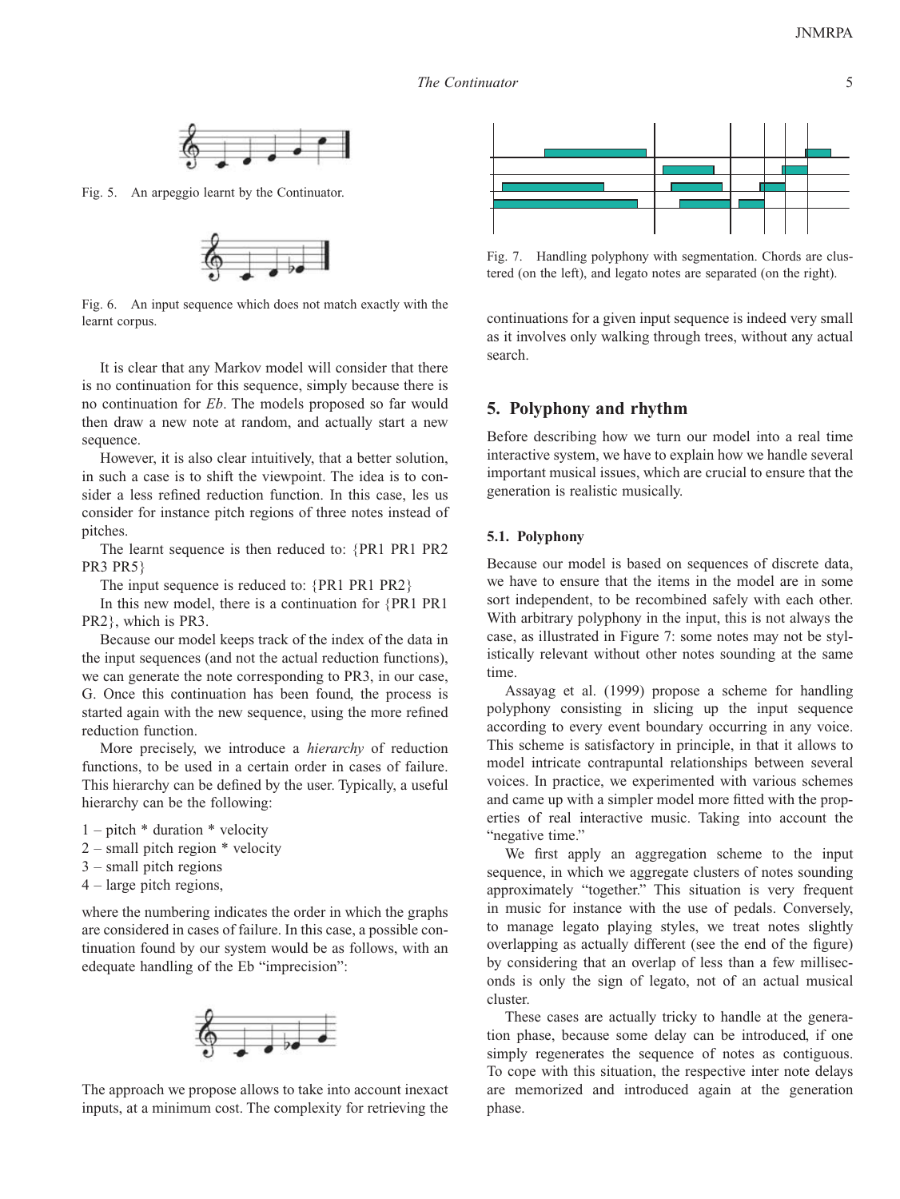Fig. 5. An arpeggio learnt by the Continuator.

Fig. 6. An input sequence which does not match exactly with the learnt corpus.

It is clear that any Markov model will consider that there is no continuation for this sequence, simply because there is no continuation for *Eb*. The models proposed so far would then draw a new note at random, and actually start a new sequence.

However, it is also clear intuitively, that a better solution, in such a case is to shift the viewpoint. The idea is to consider a less refined reduction function. In this case, les us consider for instance pitch regions of three notes instead of pitches.

The learnt sequence is then reduced to: {PR1 PR1 PR2 PR3 PR5}

The input sequence is reduced to: {PR1 PR1 PR2}

In this new model, there is a continuation for {PR1 PR1 PR2}, which is PR3.

Because our model keeps track of the index of the data in the input sequences (and not the actual reduction functions), we can generate the note corresponding to PR3, in our case, G. Once this continuation has been found, the process is started again with the new sequence, using the more refined reduction function.

More precisely, we introduce a *hierarchy* of reduction functions, to be used in a certain order in cases of failure. This hierarchy can be defined by the user. Typically, a useful hierarchy can be the following:

1 – pitch * duration * velocity
2 – small pitch region * velocity
3 – small pitch regions
4 – large pitch regions,

where the numbering indicates the order in which the graphs are considered in cases of failure. In this case, a possible continuation found by our system would be as follows, with an edequate handling of the Eb "imprecision":

The approach we propose allows to take into account inexact inputs, at a minimum cost. The complexity for retrieving the continuations for a given input sequence is indeed very small as it involves only walking through trees, without any actual search.

Fig. 7. Handling polyphony with segmentation. Chords are clustered (on the left), and legato notes are separated (on the right).

## 5. Polyphony and rhythm

Before describing how we turn our model into a real time interactive system, we have to explain how we handle several important musical issues, which are crucial to ensure that the generation is realistic musically.

### 5.1. Polyphony

Because our model is based on sequences of discrete data, we have to ensure that the items in the model are in some sort independent, to be recombined safely with each other. With arbitrary polyphony in the input, this is not always the case, as illustrated in Figure 7: some notes may not be stylistically relevant without other notes sounding at the same time.

Assayag et al. (1999) propose a scheme for handling polyphony consisting in slicing up the input sequence according to every event boundary occurring in any voice. This scheme is satisfactory in principle, in that it allows to model intricate contrapuntal relationships between several voices. In practice, we experimented with various schemes and came up with a simpler model more fitted with the properties of real interactive music. Taking into account the "negative time."

We first apply an aggregation scheme to the input sequence, in which we aggregate clusters of notes sounding approximately "together." This situation is very frequent in music for instance with the use of pedals. Conversely, to manage legato playing styles, we treat notes slightly overlapping as actually different (see the end of the figure) by considering that an overlap of less than a few milliseconds is only the sign of legato, not of an actual musical cluster.

These cases are actually tricky to handle at the generation phase, because some delay can be introduced, if one simply regenerates the sequence of notes as contiguous. To cope with this situation, the respective inter note delays are memorized and introduced again at the generation phase.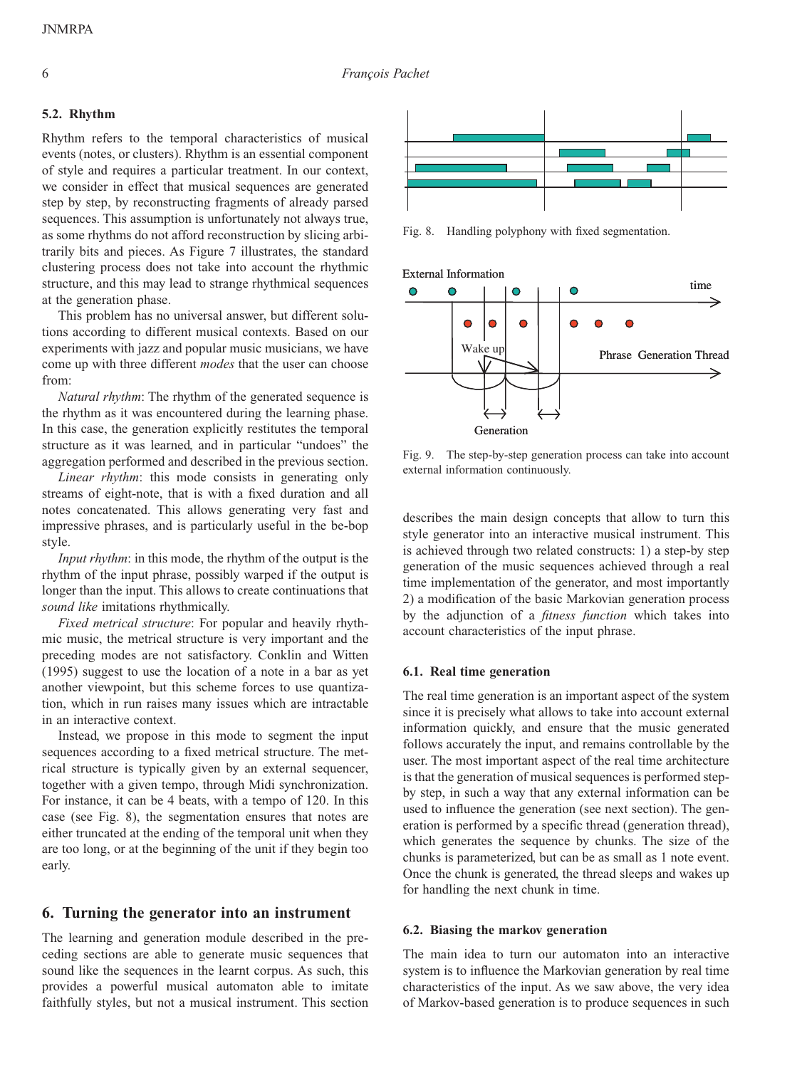### 5.2. Rhythm

Rhythm refers to the temporal characteristics of musical events (notes, or clusters). Rhythm is an essential component of style and requires a particular treatment. In our context, we consider in effect that musical sequences are generated step by step, by reconstructing fragments of already parsed sequences. This assumption is unfortunately not always true, as some rhythms do not afford reconstruction by slicing arbitrarily bits and pieces. As Figure 7 illustrates, the standard clustering process does not take into account the rhythmic structure, and this may lead to strange rhythmical sequences at the generation phase.

This problem has no universal answer, but different solutions according to different musical contexts. Based on our experiments with jazz and popular music musicians, we have come up with three different *modes* that the user can choose from:

*Natural rhythm*: The rhythm of the generated sequence is the rhythm as it was encountered during the learning phase. In this case, the generation explicitly restitutes the temporal structure as it was learned, and in particular "undoes" the aggregation performed and described in the previous section.

*Linear rhythm*: this mode consists in generating only streams of eight-note, that is with a fixed duration and all notes concatenated. This allows generating very fast and impressive phrases, and is particularly useful in the be-bop style.

*Input rhythm*: in this mode, the rhythm of the output is the rhythm of the input phrase, possibly warped if the output is longer than the input. This allows to create continuations that *sound like* imitations rhythmically.

*Fixed metrical structure*: For popular and heavily rhythmic music, the metrical structure is very important and the preceding modes are not satisfactory. Conklin and Witten (1995) suggest to use the location of a note in a bar as yet another viewpoint, but this scheme forces to use quantization, which in run raises many issues which are intractable in an interactive context.

Instead, we propose in this mode to segment the input sequences according to a fixed metrical structure. The metrical structure is typically given by an external sequencer, together with a given tempo, through Midi synchronization. For instance, it can be 4 beats, with a tempo of 120. In this case (see Fig. 8), the segmentation ensures that notes are either truncated at the ending of the temporal unit when they are too long, or at the beginning of the unit if they begin too early.

Fig. 8. Handling polyphony with fixed segmentation.

Fig. 9. The step-by-step generation process can take into account external information continuously.

## 6. Turning the generator into an instrument

The learning and generation module described in the preceding sections are able to generate music sequences that sound like the sequences in the learnt corpus. As such, this provides a powerful musical automaton able to imitate faithfully styles, but not a musical instrument. This section describes the main design concepts that allow to turn this style generator into an interactive musical instrument. This is achieved through two related constructs: 1) a step-by step generation of the music sequences achieved through a real time implementation of the generator, and most importantly 2) a modification of the basic Markovian generation process by the adjunction of a *fitness function* which takes into account characteristics of the input phrase.

### 6.1. Real time generation

The real time generation is an important aspect of the system since it is precisely what allows to take into account external information quickly, and ensure that the music generated follows accurately the input, and remains controllable by the user. The most important aspect of the real time architecture is that the generation of musical sequences is performed step-by step, in such a way that any external information can be used to influence the generation (see next section). The generation is performed by a specific thread (generation thread), which generates the sequence by chunks. The size of the chunks is parameterized, but can be as small as 1 note event. Once the chunk is generated, the thread sleeps and wakes up for handling the next chunk in time.

### 6.2. Biasing the markov generation

The main idea to turn our automaton into an interactive system is to influence the Markovian generation by real time characteristics of the input. As we saw above, the very idea of Markov-based generation is to produce sequences in such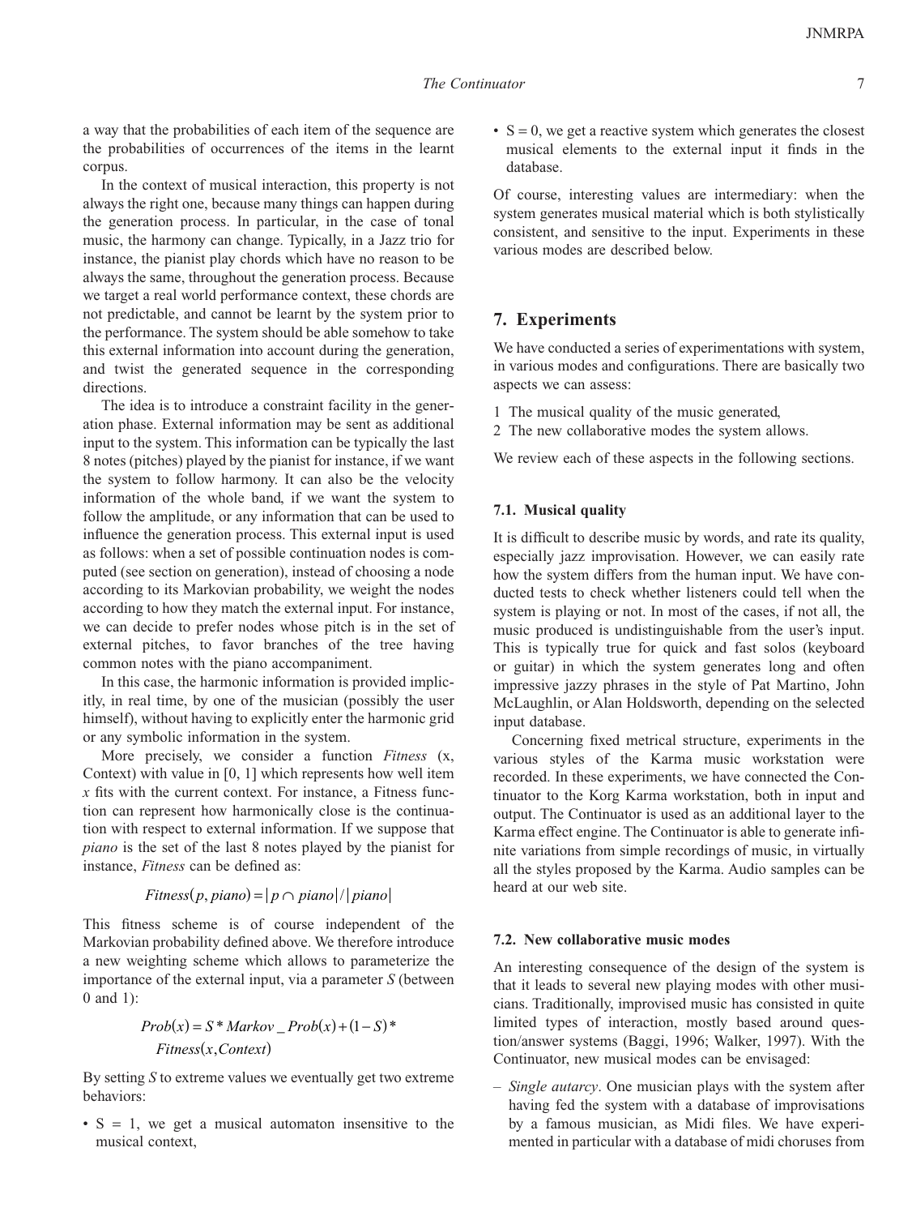a way that the probabilities of each item of the sequence are the probabilities of occurrences of the items in the learnt corpus.

In the context of musical interaction, this property is not always the right one, because many things can happen during the generation process. In particular, in the case of tonal music, the harmony can change. Typically, in a Jazz trio for instance, the pianist play chords which have no reason to be always the same, throughout the generation process. Because we target a real world performance context, these chords are not predictable, and cannot be learnt by the system prior to the performance. The system should be able somehow to take this external information into account during the generation, and twist the generated sequence in the corresponding directions.

The idea is to introduce a constraint facility in the generation phase. External information may be sent as additional input to the system. This information can be typically the last 8 notes (pitches) played by the pianist for instance, if we want the system to follow harmony. It can also be the velocity information of the whole band, if we want the system to follow the amplitude, or any information that can be used to influence the generation process. This external input is used as follows: when a set of possible continuation nodes is computed (see section on generation), instead of choosing a node according to its Markovian probability, we weight the nodes according to how they match the external input. For instance, we can decide to prefer nodes whose pitch is in the set of external pitches, to favor branches of the tree having common notes with the piano accompaniment.

In this case, the harmonic information is provided implicitly, in real time, by one of the musician (possibly the user himself), without having to explicitly enter the harmonic grid or any symbolic information in the system.

More precisely, we consider a function *Fitness* (x, Context) with value in [0, 1] which represents how well item *x* fits with the current context. For instance, a Fitness function can represent how harmonically close is the continuation with respect to external information. If we suppose that *piano* is the set of the last 8 notes played by the pianist for instance, *Fitness* can be defined as:

$$Fitness(p, piano) = |p \cap piano| / |piano|$$

This fitness scheme is of course independent of the Markovian probability defined above. We therefore introduce a new weighting scheme which allows to parameterize the importance of the external input, via a parameter *S* (between 0 and 1):

$$Prob(x) = S * Markov\_Prob(x) + (1 - S) * Fitness(x, Context)$$

By setting *S* to extreme values we eventually get two extreme behaviors:

- S = 1, we get a musical automaton insensitive to the musical context,
- S = 0, we get a reactive system which generates the closest musical elements to the external input it finds in the database.

Of course, interesting values are intermediary: when the system generates musical material which is both stylistically consistent, and sensitive to the input. Experiments in these various modes are described below.

## 7. Experiments

We have conducted a series of experimentations with system, in various modes and configurations. There are basically two aspects we can assess:

1 The musical quality of the music generated,
2 The new collaborative modes the system allows.

We review each of these aspects in the following sections.

### 7.1. Musical quality

It is difficult to describe music by words, and rate its quality, especially jazz improvisation. However, we can easily rate how the system differs from the human input. We have conducted tests to check whether listeners could tell when the system is playing or not. In most of the cases, if not all, the music produced is undistinguishable from the user's input. This is typically true for quick and fast solos (keyboard or guitar) in which the system generates long and often impressive jazzy phrases in the style of Pat Martino, John McLaughlin, or Alan Holdsworth, depending on the selected input database.

Concerning fixed metrical structure, experiments in the various styles of the Karma music workstation were recorded. In these experiments, we have connected the Continuator to the Korg Karma workstation, both in input and output. The Continuator is used as an additional layer to the Karma effect engine. The Continuator is able to generate infinite variations from simple recordings of music, in virtually all the styles proposed by the Karma. Audio samples can be heard at our web site.

### 7.2. New collaborative music modes

An interesting consequence of the design of the system is that it leads to several new playing modes with other musicians. Traditionally, improvised music has consisted in quite limited types of interaction, mostly based around question/answer systems (Baggi, 1996; Walker, 1997). With the Continuator, new musical modes can be envisaged:

– *Single autarcy*. One musician plays with the system after having fed the system with a database of improvisations by a famous musician, as Midi files. We have experimented in particular with a database of midi choruses from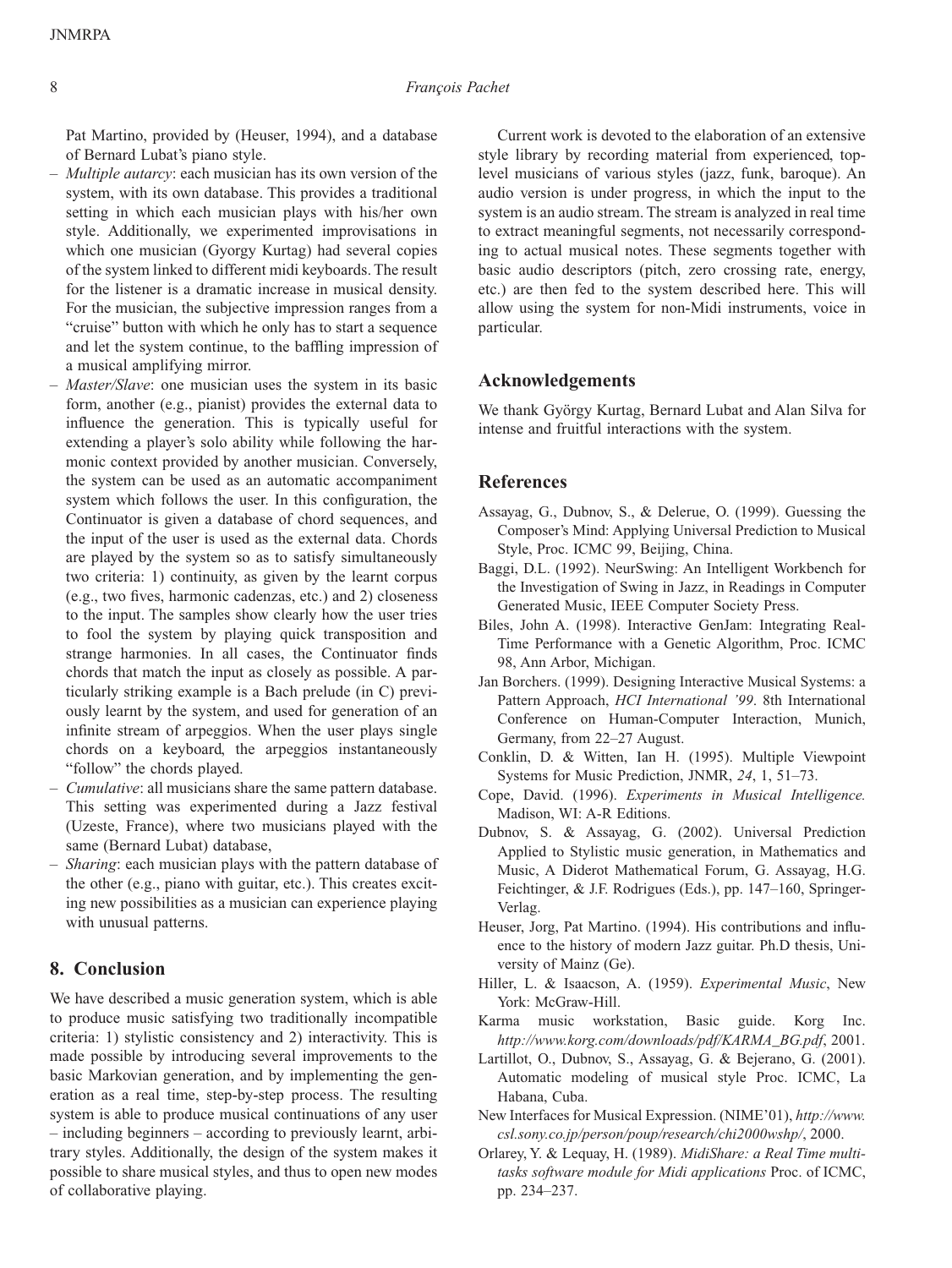Pat Martino, provided by (Heuser, 1994), and a database of Bernard Lubat's piano style.

- *Multiple autarcy*: each musician has its own version of the system, with its own database. This provides a traditional setting in which each musician plays with his/her own style. Additionally, we experimented improvisations in which one musician (Gyorgy Kurtag) had several copies of the system linked to different midi keyboards. The result for the listener is a dramatic increase in musical density. For the musician, the subjective impression ranges from a "cruise" button with which he only has to start a sequence and let the system continue, to the baffling impression of a musical amplifying mirror.
- *Master/Slave*: one musician uses the system in its basic form, another (e.g., pianist) provides the external data to influence the generation. This is typically useful for extending a player's solo ability while following the harmonic context provided by another musician. Conversely, the system can be used as an automatic accompaniment system which follows the user. In this configuration, the Continuator is given a database of chord sequences, and the input of the user is used as the external data. Chords are played by the system so as to satisfy simultaneously two criteria: 1) continuity, as given by the learnt corpus (e.g., two fives, harmonic cadenzas, etc.) and 2) closeness to the input. The samples show clearly how the user tries to fool the system by playing quick transposition and strange harmonies. In all cases, the Continuator finds chords that match the input as closely as possible. A particularly striking example is a Bach prelude (in C) previously learnt by the system, and used for generation of an infinite stream of arpeggios. When the user plays single chords on a keyboard, the arpeggios instantaneously "follow" the chords played.
- *Cumulative*: all musicians share the same pattern database. This setting was experimented during a Jazz festival (Uzeste, France), where two musicians played with the same (Bernard Lubat) database,
- *Sharing*: each musician plays with the pattern database of the other (e.g., piano with guitar, etc.). This creates exciting new possibilities as a musician can experience playing with unusual patterns.

## 8. Conclusion

We have described a music generation system, which is able to produce music satisfying two traditionally incompatible criteria: 1) stylistic consistency and 2) interactivity. This is made possible by introducing several improvements to the basic Markovian generation, and by implementing the generation as a real time, step-by-step process. The resulting system is able to produce musical continuations of any user – including beginners – according to previously learnt, arbitrary styles. Additionally, the design of the system makes it possible to share musical styles, and thus to open new modes of collaborative playing.

Current work is devoted to the elaboration of an extensive style library by recording material from experienced, top-level musicians of various styles (jazz, funk, baroque). An audio version is under progress, in which the input to the system is an audio stream. The stream is analyzed in real time to extract meaningful segments, not necessarily corresponding to actual musical notes. These segments together with basic audio descriptors (pitch, zero crossing rate, energy, etc.) are then fed to the system described here. This will allow using the system for non-Midi instruments, voice in particular.

## Acknowledgements

We thank György Kurtag, Bernard Lubat and Alan Silva for intense and fruitful interactions with the system.

## References

Assayag, G., Dubnov, S., & Delerue, O. (1999). Guessing the Composer's Mind: Applying Universal Prediction to Musical Style, Proc. ICMC 99, Beijing, China.

Baggi, D.L. (1992). NeurSwing: An Intelligent Workbench for the Investigation of Swing in Jazz, in Readings in Computer Generated Music, IEEE Computer Society Press.

Biles, John A. (1998). Interactive GenJam: Integrating Real-Time Performance with a Genetic Algorithm, Proc. ICMC 98, Ann Arbor, Michigan.

Jan Borchers. (1999). Designing Interactive Musical Systems: a Pattern Approach, *HCI International '99*. 8th International Conference on Human-Computer Interaction, Munich, Germany, from 22–27 August.

Conklin, D. & Witten, Ian H. (1995). Multiple Viewpoint Systems for Music Prediction, JNMR, *24*, 1, 51–73.

Cope, David. (1996). *Experiments in Musical Intelligence.* Madison, WI: A-R Editions.

Dubnov, S. & Assayag, G. (2002). Universal Prediction Applied to Stylistic music generation, in Mathematics and Music, A Diderot Mathematical Forum, G. Assayag, H.G. Feichtinger, & J.F. Rodrigues (Eds.), pp. 147–160, Springer-Verlag.

Heuser, Jorg, Pat Martino. (1994). His contributions and influence to the history of modern Jazz guitar. Ph.D thesis, University of Mainz (Ge).

Hiller, L. & Isaacson, A. (1959). *Experimental Music*, New York: McGraw-Hill.

Karma music workstation, Basic guide. Korg Inc. *http://www.korg.com/downloads/pdf/KARMA_BG.pdf*, 2001.

Lartillot, O., Dubnov, S., Assayag, G. & Bejerano, G. (2001). Automatic modeling of musical style Proc. ICMC, La Habana, Cuba.

New Interfaces for Musical Expression. (NIME'01), *http://www.csl.sony.co.jp/person/poup/research/chi2000wshp/*, 2000.

Orlarey, Y. & Lequay, H. (1989). *MidiShare: a Real Time multi-tasks software module for Midi applications* Proc. of ICMC, pp. 234–237.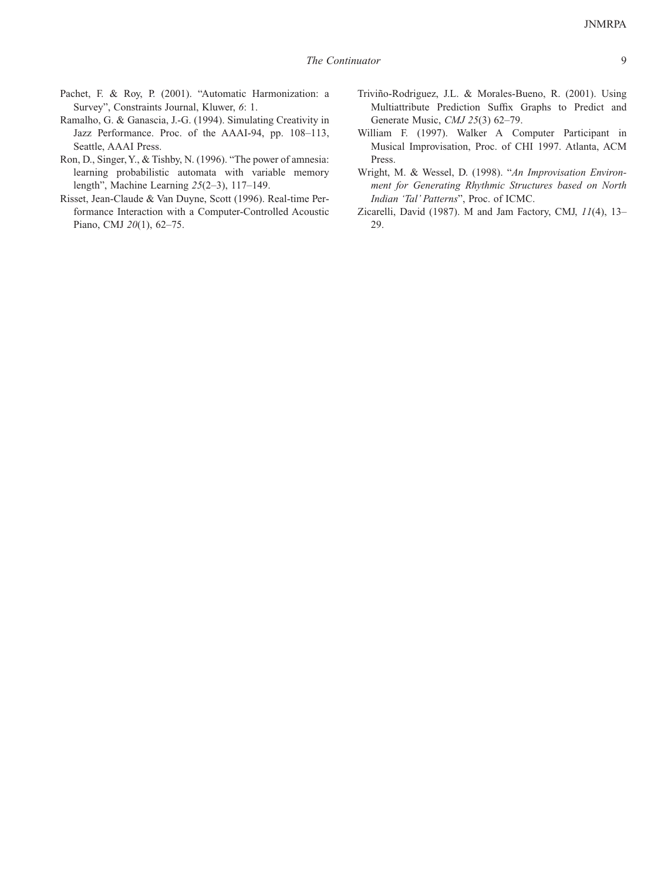Pachet, F. & Roy, P. (2001). "Automatic Harmonization: a Survey", Constraints Journal, Kluwer, *6*: 1.

Ramalho, G. & Ganascia, J.-G. (1994). Simulating Creativity in Jazz Performance. Proc. of the AAAI-94, pp. 108–113, Seattle, AAAI Press.

Ron, D., Singer, Y., & Tishby, N. (1996). "The power of amnesia: learning probabilistic automata with variable memory length", Machine Learning *25*(2–3), 117–149.

Risset, Jean-Claude & Van Duyne, Scott (1996). Real-time Performance Interaction with a Computer-Controlled Acoustic Piano, CMJ *20*(1), 62–75.

Triviño-Rodriguez, J.L. & Morales-Bueno, R. (2001). Using Multiattribute Prediction Suffix Graphs to Predict and Generate Music, *CMJ 25*(3) 62–79.

William F. (1997). Walker A Computer Participant in Musical Improvisation, Proc. of CHI 1997. Atlanta, ACM Press.

Wright, M. & Wessel, D. (1998). "*An Improvisation Environment for Generating Rhythmic Structures based on North Indian 'Tal' Patterns*", Proc. of ICMC.

Zicarelli, David (1987). M and Jam Factory, CMJ, *11*(4), 13–29.